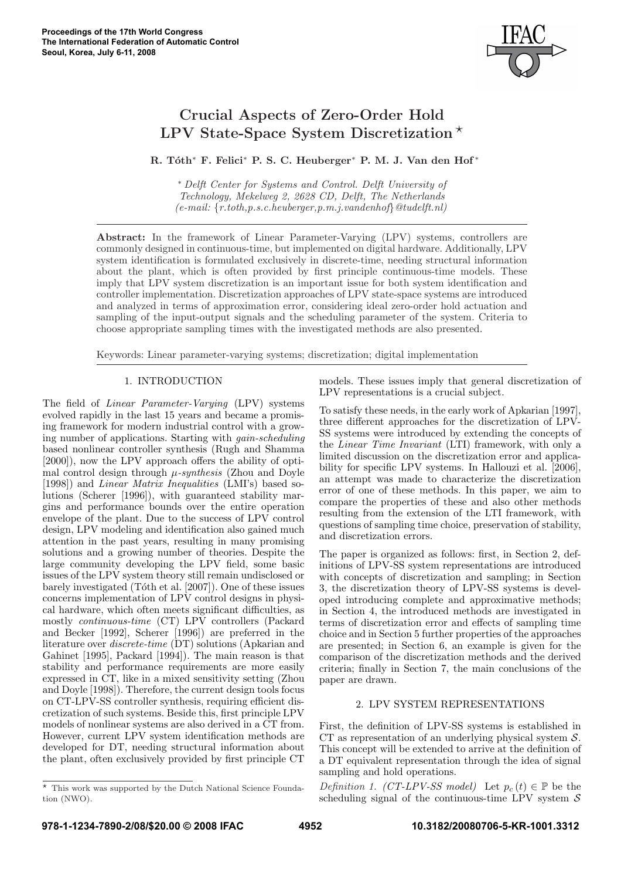# Crucial Aspects of Zero-Order Hold LPV State-Space System Discretization *

**R. Tóth* F. Felici* P. S. C. Heuberger* P. M. J. Van den Hof***

*Delft Center for Systems and Control. Delft University of Technology, Mekelweg 2, 2628 CD, Delft, The Netherlands (e-mail: {r.toth,p.s.c.heuberger,p.m.j.vandenhof}@tudelft.nl)*

**Abstract:** In the framework of Linear Parameter-Varying (LPV) systems, controllers are commonly designed in continuous-time, but implemented on digital hardware. Additionally, LPV system identification is formulated exclusively in discrete-time, needing structural information about the plant, which is often provided by first principle continuous-time models. These imply that LPV system discretization is an important issue for both system identification and controller implementation. Discretization approaches of LPV state-space systems are introduced and analyzed in terms of approximation error, considering ideal zero-order hold actuation and sampling of the input-output signals and the scheduling parameter of the system. Criteria to choose appropriate sampling times with the investigated methods are also presented.

Keywords: Linear parameter-varying systems; discretization; digital implementation

## 1. INTRODUCTION

The field of *Linear Parameter-Varying* (LPV) systems evolved rapidly in the last 15 years and became a promising framework for modern industrial control with a growing number of applications. Starting with *gain-scheduling* based nonlinear controller synthesis (Rugh and Shamma [2000]), now the LPV approach offers the ability of optimal control design through *μ-synthesis* (Zhou and Doyle [1998]) and *Linear Matrix Inequalities* (LMI's) based solutions (Scherer [1996]), with guaranteed stability margins and performance bounds over the entire operation envelope of the plant. Due to the success of LPV control design, LPV modeling and identification also gained much attention in the past years, resulting in many promising solutions and a growing number of theories. Despite the large community developing the LPV field, some basic issues of the LPV system theory still remain undisclosed or barely investigated (Tóth et al. [2007]). One of these issues concerns implementation of LPV control designs in physical hardware, which often meets significant difficulties, as mostly *continuous-time* (CT) LPV controllers (Packard and Becker [1992], Scherer [1996]) are preferred in the literature over *discrete-time* (DT) solutions (Apkarian and Gahinet [1995], Packard [1994]). The main reason is that stability and performance requirements are more easily expressed in CT, like in a mixed sensitivity setting (Zhou and Doyle [1998]). Therefore, the current design tools focus on CT-LPV-SS controller synthesis, requiring efficient discretization of such systems. Beside this, first principle LPV models of nonlinear systems are also derived in a CT from. However, current LPV system identification methods are developed for DT, needing structural information about the plant, often exclusively provided by first principle CT models. These issues imply that general discretization of LPV representations is a crucial subject.

To satisfy these needs, in the early work of Apkarian [1997], three different approaches for the discretization of LPV-SS systems were introduced by extending the concepts of the *Linear Time Invariant* (LTI) framework, with only a limited discussion on the discretization error and applicability for specific LPV systems. In Hallouzi et al. [2006], an attempt was made to characterize the discretization error of one of these methods. In this paper, we aim to compare the properties of these and also other methods resulting from the extension of the LTI framework, with questions of sampling time choice, preservation of stability, and discretization errors.

The paper is organized as follows: first, in Section 2, definitions of LPV-SS system representations are introduced with concepts of discretization and sampling; in Section 3, the discretization theory of LPV-SS systems is developed introducing complete and approximative methods; in Section 4, the introduced methods are investigated in terms of discretization error and effects of sampling time choice and in Section 5 further properties of the approaches are presented; in Section 6, an example is given for the comparison of the discretization methods and the derived criteria; finally in Section 7, the main conclusions of the paper are drawn.

## 2. LPV SYSTEM REPRESENTATIONS

First, the definition of LPV-SS systems is established in CT as representation of an underlying physical system $\mathcal{S}$. This concept will be extended to arrive at the definition of a DT equivalent representation through the idea of signal sampling and hold operations.

*Definition 1. (CT-LPV-SS model)* Let $p_c(t) \in \mathbb{P}$ be the scheduling signal of the continuous-time LPV system $\mathcal{S}$

* This work was supported by the Dutch National Science Foundation (NWO).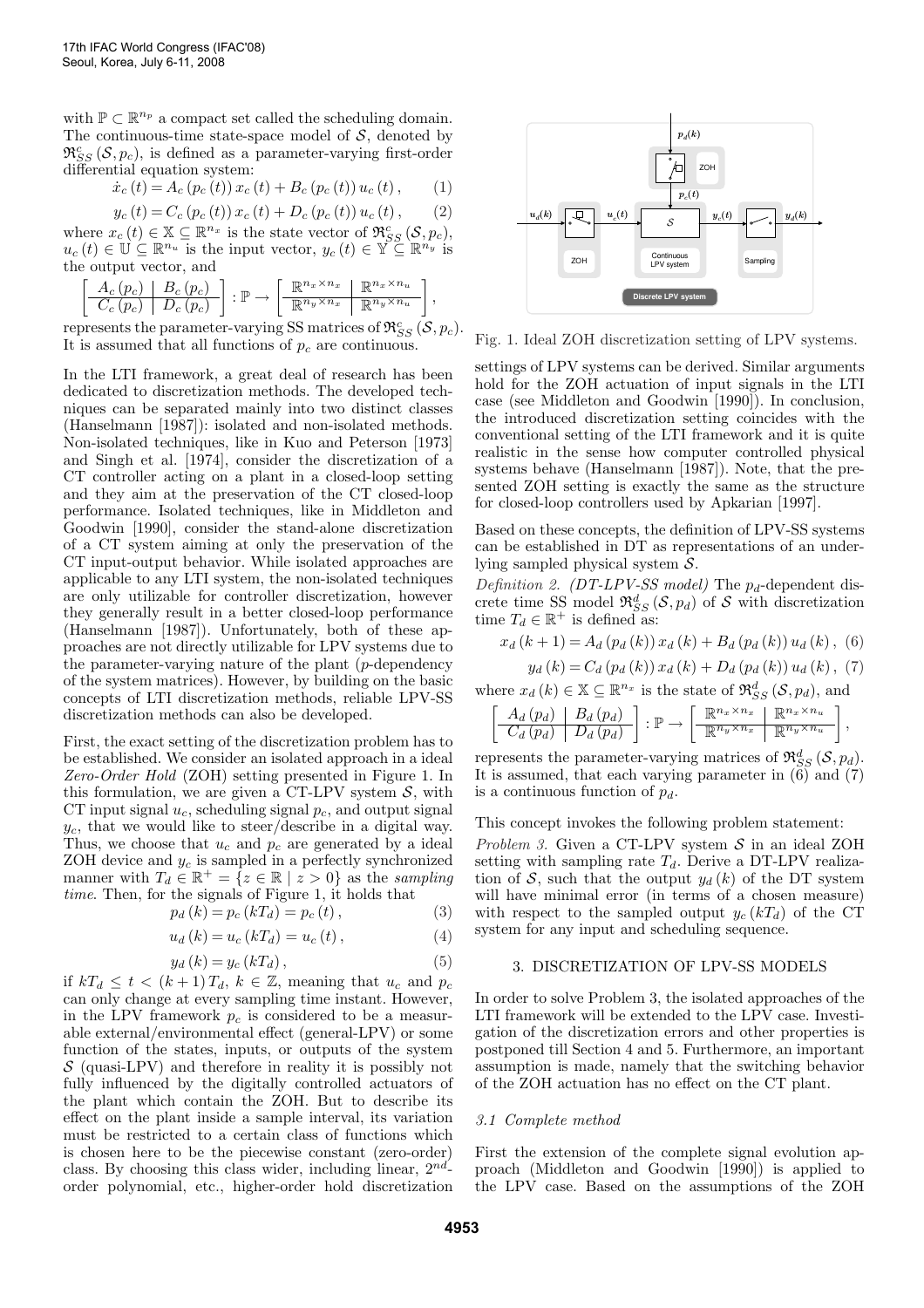with $\mathbb{P} \subset \mathbb{R}^{n_p}$ a compact set called the scheduling domain. The continuous-time state-space model of $\mathcal{S}$, denoted by $\mathfrak{R}^c_{SS}(\mathcal{S}, p_c)$, is defined as a parameter-varying first-order differential equation system:

$$\dot{x}_c(t) = A_c(p_c(t))\, x_c(t) + B_c(p_c(t))\, u_c(t), \qquad (1)$$

$$y_c(t) = C_c(p_c(t))\, x_c(t) + D_c(p_c(t))\, u_c(t), \qquad (2)$$

where $x_c(t) \in \mathbb{X} \subseteq \mathbb{R}^{n_x}$ is the state vector of $\mathfrak{R}^c_{SS}(\mathcal{S}, p_c)$, $u_c(t) \in \mathbb{U} \subseteq \mathbb{R}^{n_u}$ is the input vector, $y_c(t) \in \mathbb{Y} \subseteq \mathbb{R}^{n_y}$ is the output vector, and

$$\left[\begin{array}{c|c} A_c(p_c) & B_c(p_c) \\ \hline C_c(p_c) & D_c(p_c) \end{array}\right] : \mathbb{P} \to \left[\begin{array}{c|c} \mathbb{R}^{n_x \times n_x} & \mathbb{R}^{n_x \times n_u} \\ \hline \mathbb{R}^{n_y \times n_x} & \mathbb{R}^{n_y \times n_u} \end{array}\right],$$

represents the parameter-varying SS matrices of $\mathfrak{R}^c_{SS}(\mathcal{S}, p_c)$. It is assumed that all functions of $p_c$ are continuous.

In the LTI framework, a great deal of research has been dedicated to discretization methods. The developed techniques can be separated mainly into two distinct classes (Hanselmann [1987]): isolated and non-isolated methods. Non-isolated techniques, like in Kuo and Peterson [1973] and Singh et al. [1974], consider the discretization of a CT controller acting on a plant in a closed-loop setting and they aim at the preservation of the CT closed-loop performance. Isolated techniques, like in Middleton and Goodwin [1990], consider the stand-alone discretization of a CT system aiming at only the preservation of the CT input-output behavior. While isolated approaches are applicable to any LTI system, the non-isolated techniques are only utilizable for controller discretization, however they generally result in a better closed-loop performance (Hanselmann [1987]). Unfortunately, both of these approaches are not directly utilizable for LPV systems due to the parameter-varying nature of the plant ($p$-dependency of the system matrices). However, by building on the basic concepts of LTI discretization methods, reliable LPV-SS discretization methods can also be developed.

First, the exact setting of the discretization problem has to be established. We consider an isolated approach in a ideal *Zero-Order Hold* (ZOH) setting presented in Figure 1. In this formulation, we are given a CT-LPV system $\mathcal{S}$, with CT input signal $u_c$, scheduling signal $p_c$, and output signal $y_c$, that we would like to steer/describe in a digital way. Thus, we choose that $u_c$ and $p_c$ are generated by a ideal ZOH device and $y_c$ is sampled in a perfectly synchronized manner with $T_d \in \mathbb{R}^+ = \{z \in \mathbb{R} \mid z > 0\}$ as the *sampling time*. Then, for the signals of Figure 1, it holds that

$$p_d(k) = p_c(kT_d) = p_c(t), \qquad (3)$$

$$u_d(k) = u_c(kT_d) = u_c(t), \qquad (4)$$

$$y_d(k) = y_c(kT_d), \qquad (5)$$

if $kT_d \le t < (k+1)T_d$, $k \in \mathbb{Z}$, meaning that $u_c$ and $p_c$ can only change at every sampling time instant. However, in the LPV framework $p_c$ is considered to be a measurable external/environmental effect (general-LPV) or some function of the states, inputs, or outputs of the system $\mathcal{S}$ (quasi-LPV) and therefore in reality it is possibly not fully influenced by the digitally controlled actuators of the plant which contain the ZOH. But to describe its effect on the plant inside a sample interval, its variation must be restricted to a certain class of functions which is chosen here to be the piecewise constant (zero-order) class. By choosing this class wider, including linear, $2^{nd}$-order polynomial, etc., higher-order hold discretization settings of LPV systems can be derived. Similar arguments hold for the ZOH actuation of input signals in the LTI case (see Middleton and Goodwin [1990]). In conclusion, the introduced discretization setting coincides with the conventional setting of the LTI framework and it is quite realistic in the sense how computer controlled physical systems behave (Hanselmann [1987]). Note, that the presented ZOH setting is exactly the same as the structure for closed-loop controllers used by Apkarian [1997].

Fig. 1. Ideal ZOH discretization setting of LPV systems.

Based on these concepts, the definition of LPV-SS systems can be established in DT as representations of an underlying sampled physical system $\mathcal{S}$.

*Definition 2. (DT-LPV-SS model)* The $p_d$-dependent discrete time SS model $\mathfrak{R}^d_{SS}(\mathcal{S}, p_d)$ of $\mathcal{S}$ with discretization time $T_d \in \mathbb{R}^+$ is defined as:

$$x_d(k+1) = A_d(p_d(k))\, x_d(k) + B_d(p_d(k))\, u_d(k), \quad (6)$$

$$y_d(k) = C_d(p_d(k))\, x_d(k) + D_d(p_d(k))\, u_d(k), \quad (7)$$

where $x_d(k) \in \mathbb{X} \subseteq \mathbb{R}^{n_x}$ is the state of $\mathfrak{R}^d_{SS}(\mathcal{S}, p_d)$, and

$$\left[\begin{array}{c|c} A_d(p_d) & B_d(p_d) \\ \hline C_d(p_d) & D_d(p_d) \end{array}\right] : \mathbb{P} \to \left[\begin{array}{c|c} \mathbb{R}^{n_x \times n_x} & \mathbb{R}^{n_x \times n_u} \\ \hline \mathbb{R}^{n_y \times n_x} & \mathbb{R}^{n_y \times n_u} \end{array}\right],$$

represents the parameter-varying matrices of $\mathfrak{R}^d_{SS}(\mathcal{S}, p_d)$. It is assumed, that each varying parameter in (6) and (7) is a continuous function of $p_d$.

This concept invokes the following problem statement:

*Problem 3.* Given a CT-LPV system $\mathcal{S}$ in an ideal ZOH setting with sampling rate $T_d$. Derive a DT-LPV realization of $\mathcal{S}$, such that the output $y_d(k)$ of the DT system will have minimal error (in terms of a chosen measure) with respect to the sampled output $y_c(kT_d)$ of the CT system for any input and scheduling sequence.

## 3. DISCRETIZATION OF LPV-SS MODELS

In order to solve Problem 3, the isolated approaches of the LTI framework will be extended to the LPV case. Investigation of the discretization errors and other properties is postponed till Section 4 and 5. Furthermore, an important assumption is made, namely that the switching behavior of the ZOH actuation has no effect on the CT plant.

### 3.1 Complete method

First the extension of the complete signal evolution approach (Middleton and Goodwin [1990]) is applied to the LPV case. Based on the assumptions of the ZOH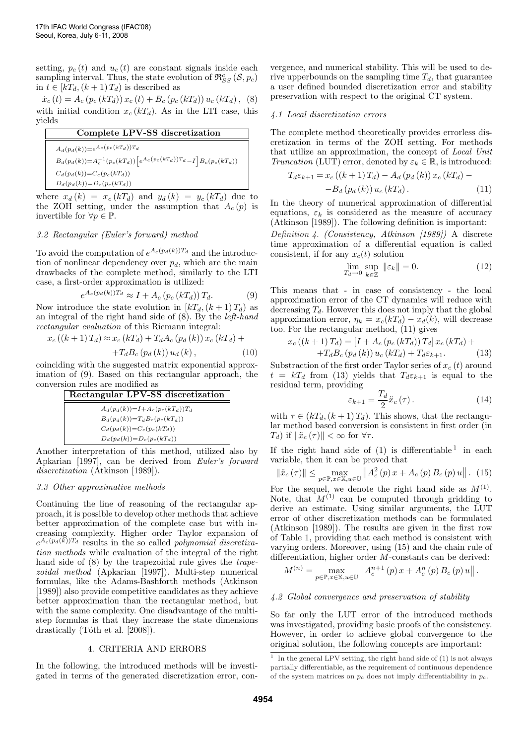setting, $p_c(t)$ and $u_c(t)$ are constant signals inside each sampling interval. Thus, the state evolution of $\mathfrak{R}_{SS}^{c}(\mathcal{S}, p_c)$ in $t \in [kT_d, (k+1)T_d)$ is described as

$$\dot{x}_c(t) = A_c(p_c(kT_d))\, x_c(t) + B_c(p_c(kT_d))\, u_c(kT_d), \quad (8)$$

with initial condition $x_c(kT_d)$. As in the LTI case, this yields

| **Complete LPV-SS discretization** |
|---|
| $A_d(p_d(k)) = e^{A_c(p_c(kT_d))T_d}$ |
| $B_d(p_d(k)) = A_c^{-1}(p_c(kT_d))\left[e^{A_c(p_c(kT_d))T_d} - I\right] B_c(p_c(kT_d))$ |
| $C_d(p_d(k)) = C_c(p_c(kT_d))$ |
| $D_d(p_d(k)) = D_c(p_c(kT_d))$ |

where $x_d(k) = x_c(kT_d)$ and $y_d(k) = y_c(kT_d)$ due to the ZOH setting, under the assumption that $A_c(p)$ is invertible for $\forall p \in \mathbb{P}$.

### 3.2 Rectangular (Euler's forward) method

To avoid the computation of $e^{A_c(p_d(k))T_d}$ and the introduction of nonlinear dependency over $p_d$, which are the main drawbacks of the complete method, similarly to the LTI case, a first-order approximation is utilized:

$$e^{A_c(p_d(k))T_d} \approx I + A_c(p_c(kT_d))\, T_d. \quad (9)$$

Now introduce the state evolution in $[kT_d, (k+1)T_d)$ as an integral of the right hand side of (8). By the *left-hand rectangular evaluation* of this Riemann integral:

$$x_c((k+1)T_d) \approx x_c(kT_d) + T_d A_c(p_d(k))\, x_c(kT_d) + \\ + T_d B_c(p_d(k))\, u_d(k), \quad (10)$$

coinciding with the suggested matrix exponential approximation of (9). Based on this rectangular approach, the conversion rules are modified as

| **Rectangular LPV-SS discretization** |
|---|
| $A_d(p_d(k)) = I + A_c(p_c(kT_d))T_d$ |
| $B_d(p_d(k)) = T_d B_c(p_c(kT_d))$ |
| $C_d(p_d(k)) = C_c(p_c(kT_d))$ |
| $D_d(p_d(k)) = D_c(p_c(kT_d))$ |

Another interpretation of this method, utilized also by Apkarian [1997], can be derived from *Euler's forward discretization* (Atkinson [1989]).

### 3.3 Other approximative methods

Continuing the line of reasoning of the rectangular approach, it is possible to develop other methods that achieve better approximation of the complete case but with increasing complexity. Higher order Taylor expansion of $e^{A_c(p_d(k))T_d}$ results in the so called *polynomial discretization methods* while evaluation of the integral of the right hand side of (8) by the trapezoidal rule gives the *trapezoidal method* (Apkarian [1997]). Multi-step numerical formulas, like the Adams-Bashforth methods (Atkinson [1989]) also provide competitive candidates as they achieve better approximation than the rectangular method, but with the same complexity. One disadvantage of the multi-step formulas is that they increase the state dimensions drastically (Tóth et al. [2008]).

## 4. CRITERIA AND ERRORS

In the following, the introduced methods will be investigated in terms of the generated discretization error, convergence, and numerical stability. This will be used to derive upperbounds on the sampling time $T_d$, that guarantee a user defined bounded discretization error and stability preservation with respect to the original CT system.

### 4.1 Local discretization errors

The complete method theoretically provides errorless discretization in terms of the ZOH setting. For methods that utilize an approximation, the concept of *Local Unit Truncation* (LUT) error, denoted by $\varepsilon_k \in \mathbb{R}$, is introduced:

$$T_d \varepsilon_{k+1} = x_c((k+1)T_d) - A_d(p_d(k))\, x_c(kT_d) - \\ - B_d(p_d(k))\, u_c(kT_d). \quad (11)$$

In the theory of numerical approximation of differential equations, $\varepsilon_k$ is considered as the measure of accuracy (Atkinson [1989]). The following definition is important:

*Definition 4. (Consistency, Atkinson [1989])* A discrete time approximation of a differential equation is called consistent, if for any $x_c(t)$ solution

$$\lim_{T_d \to 0} \sup_{k \in \mathbb{Z}} \|\varepsilon_k\| = 0. \quad (12)$$

This means that - in case of consistency - the local approximation error of the CT dynamics will reduce with decreasing $T_d$. However this does not imply that the global approximation error, $\eta_k = x_c(kT_d) - x_d(k)$, will decrease too. For the rectangular method, (11) gives

$$x_c((k+1)T_d) = [I + A_c(p_c(kT_d))\, T_d]\, x_c(kT_d) + \\ + T_d B_c(p_d(k))\, u_c(kT_d) + T_d \varepsilon_{k+1}. \quad (13)$$

Substraction of the first order Taylor series of $x_c(t)$ around $t = kT_d$ from (13) yields that $T_d \varepsilon_{k+1}$ is equal to the residual term, providing

$$\varepsilon_{k+1} = \frac{T_d}{2} \ddot{x}_c(\tau). \quad (14)$$

with $\tau \in (kT_d, (k+1)T_d)$. This shows, that the rectangular method based conversion is consistent in first order (in $T_d$) if $\|\ddot{x}_c(\tau)\| < \infty$ for $\forall \tau$.

If the right hand side of (1) is differentiable [1] in each variable, then it can be proved that

$$\|\ddot{x}_c(\tau)\| \leq \max_{p \in \mathbb{P}, x \in \mathbb{X}, u \in \mathbb{U}} \left\| A_c^2(p)\, x + A_c(p)\, B_c(p)\, u \right\|. \quad (15)$$

For the sequel, we denote the right hand side as $M^{(1)}$. Note, that $M^{(1)}$ can be computed through gridding to derive an estimate. Using similar arguments, the LUT error of other discretization methods can be formulated (Atkinson [1989]). The results are given in the first row of Table 1, providing that each method is consistent with varying orders. Moreover, using (15) and the chain rule of differentiation, higher order $M$-constants can be derived:

$$M^{(n)} = \max_{p \in \mathbb{P}, x \in \mathbb{X}, u \in \mathbb{U}} \left\| A_c^{n+1}(p)\, x + A_c^{n}(p)\, B_c(p)\, u \right\|.$$

### 4.2 Global convergence and preservation of stability

So far only the LUT error of the introduced methods was investigated, providing basic proofs of the consistency. However, in order to achieve global convergence to the original solution, the following concepts are important:

[1] In the general LPV setting, the right hand side of (1) is not always partially differentiable, as the requirement of continuous dependence of the system matrices on $p_c$ does not imply differentiability in $p_c$.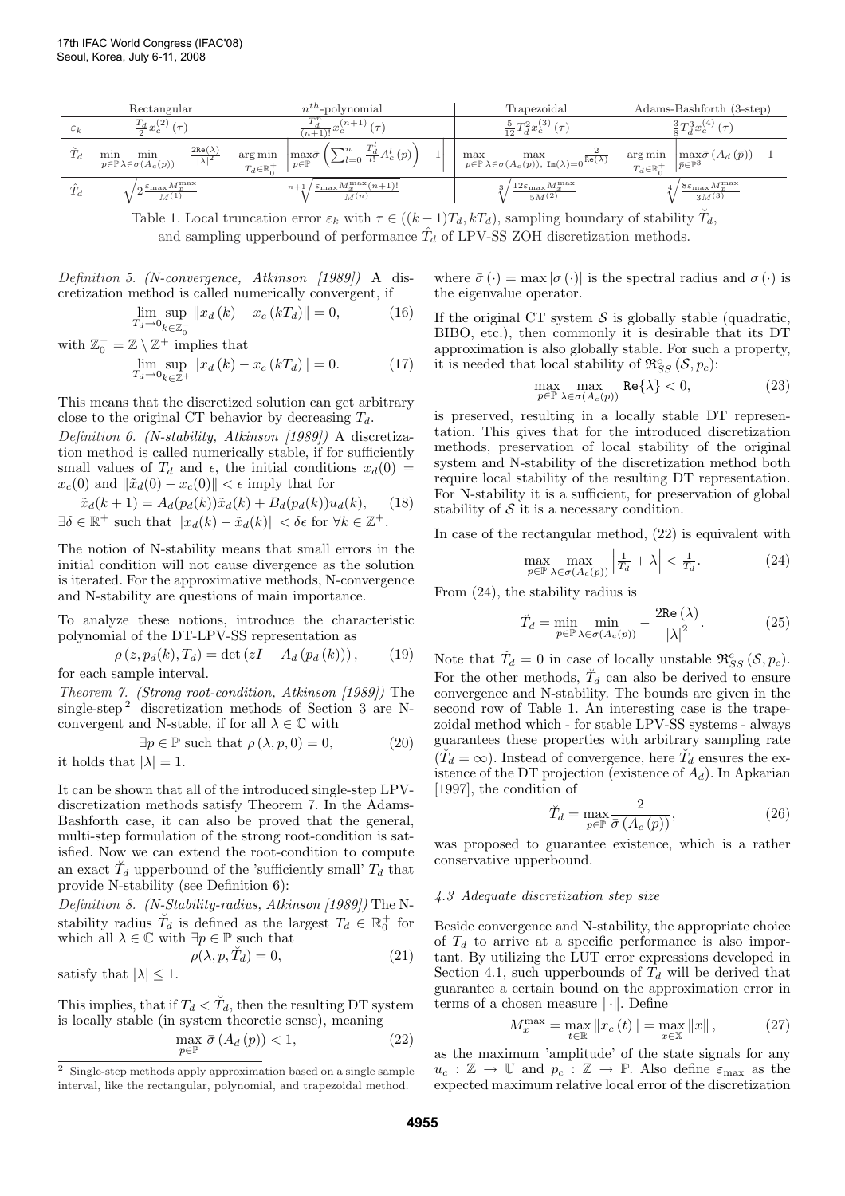| | Rectangular | $n^{th}$-polynomial | Trapezoidal | Adams-Bashforth (3-step) |
|---|---|---|---|---|
| $\varepsilon_k$ | $\frac{T_d}{2} x_c^{(2)}(\tau)$ | $\frac{T_d^n}{(n+1)!} x_c^{(n+1)}(\tau)$ | $\frac{5}{12} T_d^2 x_c^{(3)}(\tau)$ | $\frac{3}{8} T_d^3 x_c^{(4)}(\tau)$ |
| $\breve{T}_d$ | $\min_{p\in\mathbb{P}} \min_{\lambda\in\sigma(A_c(p))} -\frac{2\mathtt{Re}(\lambda)}{\|\lambda\|^2}$ | $\arg\min_{T_d\in\mathbb{R}_0^+} \left\| \max_{p\in\mathbb{P}} \bar{\sigma}\left(\sum_{l=0}^{n} \frac{T_d^l}{l!} A_c^l(p)\right) - 1 \right\|$ | $\max_{p\in\mathbb{P}} \max_{\lambda\in\sigma(A_c(p)),\ \mathtt{Im}(\lambda)=0} \frac{2}{\mathtt{Re}(\lambda)}$ | $\arg\min_{T_d\in\mathbb{R}_0^+} \left\| \max_{\bar{p}\in\mathbb{P}^3} \bar{\sigma}(A_d(\bar{p})) - 1 \right\|$ |
| $\hat{T}_d$ | $\sqrt{2\frac{\varepsilon_{\max} M_x^{\max}}{M^{(1)}}}$ | $\sqrt[n+1]{\frac{\varepsilon_{\max} M_x^{\max}(n+1)!}{M^{(n)}}}$ | $\sqrt[3]{\frac{12\varepsilon_{\max} M_x^{\max}}{5M^{(2)}}}$ | $\sqrt[4]{\frac{8\varepsilon_{\max} M_x^{\max}}{3M^{(3)}}}$ |

Table 1. Local truncation error $\varepsilon_k$ with $\tau \in ((k-1)T_d, kT_d)$, sampling boundary of stability $\breve{T}_d$, and sampling upperbound of performance $\hat{T}_d$ of LPV-SS ZOH discretization methods.

*Definition 5. (N-convergence, Atkinson [1989])* A discretization method is called numerically convergent, if

$$\lim_{T_d\to 0} \sup_{k\in\mathbb{Z}_0^-} \|x_d(k) - x_c(kT_d)\| = 0, \tag{16}$$

with $\mathbb{Z}_0^- = \mathbb{Z} \setminus \mathbb{Z}^+$ implies that

$$\lim_{T_d\to 0} \sup_{k\in\mathbb{Z}^+} \|x_d(k) - x_c(kT_d)\| = 0. \tag{17}$$

This means that the discretized solution can get arbitrary close to the original CT behavior by decreasing $T_d$.

*Definition 6. (N-stability, Atkinson [1989])* A discretization method is called sufficiently stable, if for sufficiently small values of $T_d$ and $\epsilon$, the initial conditions $x_d(0) = x_c(0)$ and $\|\tilde{x}_d(0) - x_c(0)\| < \epsilon$ imply that for

$$\tilde{x}_d(k+1) = A_d(p_d(k))\tilde{x}_d(k) + B_d(p_d(k))u_d(k), \tag{18}$$

$\exists\delta \in \mathbb{R}^+$ such that $\|x_d(k) - \tilde{x}_d(k)\| < \delta\epsilon$ for $\forall k \in \mathbb{Z}^+$.

The notion of N-stability means that small errors in the initial condition will not cause divergence as the solution is iterated. For the approximative methods, N-convergence and N-stability are questions of main importance.

To analyze these notions, introduce the characteristic polynomial of the DT-LPV-SS representation as

$$\rho(z, p_d(k), T_d) = \det(zI - A_d(p_d(k))), \tag{19}$$

for each sample interval.

*Theorem 7. (Strong root-condition, Atkinson [1989])* The single-step[2] discretization methods of Section 3 are N-convergent and N-stable, if for all $\lambda \in \mathbb{C}$ with

$$\exists p \in \mathbb{P} \text{ such that } \rho(\lambda, p, 0) = 0, \tag{20}$$

it holds that $|\lambda| = 1$.

It can be shown that all of the introduced single-step LPV-discretization methods satisfy Theorem 7. In the Adams-Bashforth case, it can also be proved that the general, multi-step formulation of the strong root-condition is satisfied. Now we can extend the root-condition to compute an exact $\breve{T}_d$ upperbound of the 'sufficiently small' $T_d$ that provide N-stability (see Definition 6):

*Definition 8. (N-Stability-radius, Atkinson [1989])* The N-stability radius $\breve{T}_d$ is defined as the largest $T_d \in \mathbb{R}_0^+$ for which all $\lambda \in \mathbb{C}$ with $\exists p \in \mathbb{P}$ such that

$$\rho(\lambda, p, \breve{T}_d) = 0, \tag{21}$$

satisfy that $|\lambda| \leq 1$.

This implies, that if $T_d < \breve{T}_d$, then the resulting DT system is locally stable (in system theoretic sense), meaning

$$\max_{p\in\mathbb{P}} \bar{\sigma}(A_d(p)) < 1, \tag{22}$$

where $\bar{\sigma}(\cdot) = \max|\sigma(\cdot)|$ is the spectral radius and $\sigma(\cdot)$ is the eigenvalue operator.

If the original CT system $\mathcal{S}$ is globally stable (quadratic, BIBO, etc.), then commonly it is desirable that its DT approximation is also globally stable. For such a property, it is needed that local stability of $\mathfrak{R}_{SS}^c(\mathcal{S}, p_c)$:

$$\max_{p\in\mathbb{P}} \max_{\lambda\in\sigma(A_c(p))} \mathtt{Re}\{\lambda\} < 0, \tag{23}$$

is preserved, resulting in a locally stable DT representation. This gives that for the introduced discretization methods, preservation of local stability of the original system and N-stability of the discretization method both require local stability of the resulting DT representation. For N-stability it is a sufficient, for preservation of global stability of $\mathcal{S}$ it is a necessary condition.

In case of the rectangular method, (22) is equivalent with

$$\max_{p\in\mathbb{P}} \max_{\lambda\in\sigma(A_c(p))} \left|\tfrac{1}{T_d} + \lambda\right| < \tfrac{1}{T_d}. \tag{24}$$

From (24), the stability radius is

$$\breve{T}_d = \min_{p\in\mathbb{P}} \min_{\lambda\in\sigma(A_c(p))} -\frac{2\mathtt{Re}(\lambda)}{|\lambda|^2}. \tag{25}$$

Note that $\breve{T}_d = 0$ in case of locally unstable $\mathfrak{R}_{SS}^c(\mathcal{S}, p_c)$. For the other methods, $\breve{T}_d$ can also be derived to ensure convergence and N-stability. The bounds are given in the second row of Table 1. An interesting case is the trapezoidal method which - for stable LPV-SS systems - always guarantees these properties with arbitrary sampling rate ($\breve{T}_d = \infty$). Instead of convergence, here $\breve{T}_d$ ensures the existence of the DT projection (existence of $A_d$). In Apkarian [1997], the condition of

$$\breve{T}_d = \max_{p\in\mathbb{P}} \frac{2}{\bar{\sigma}(A_c(p))}, \tag{26}$$

was proposed to guarantee existence, which is a rather conservative upperbound.

### 4.3 Adequate discretization step size

Beside convergence and N-stability, the appropriate choice of $T_d$ to arrive at a specific performance is also important. By utilizing the LUT error expressions developed in Section 4.1, such upperbounds of $T_d$ will be derived that guarantee a certain bound on the approximation error in terms of a chosen measure $\|\cdot\|$. Define

$$M_x^{\max} = \max_{t\in\mathbb{R}} \|x_c(t)\| = \max_{x\in\mathbb{X}} \|x\|, \tag{27}$$

as the maximum 'amplitude' of the state signals for any $u_c : \mathbb{Z} \to \mathbb{U}$ and $p_c : \mathbb{Z} \to \mathbb{P}$. Also define $\varepsilon_{\max}$ as the expected maximum relative local error of the discretization

[2] Single-step methods apply approximation based on a single sample interval, like the rectangular, polynomial, and trapezoidal method.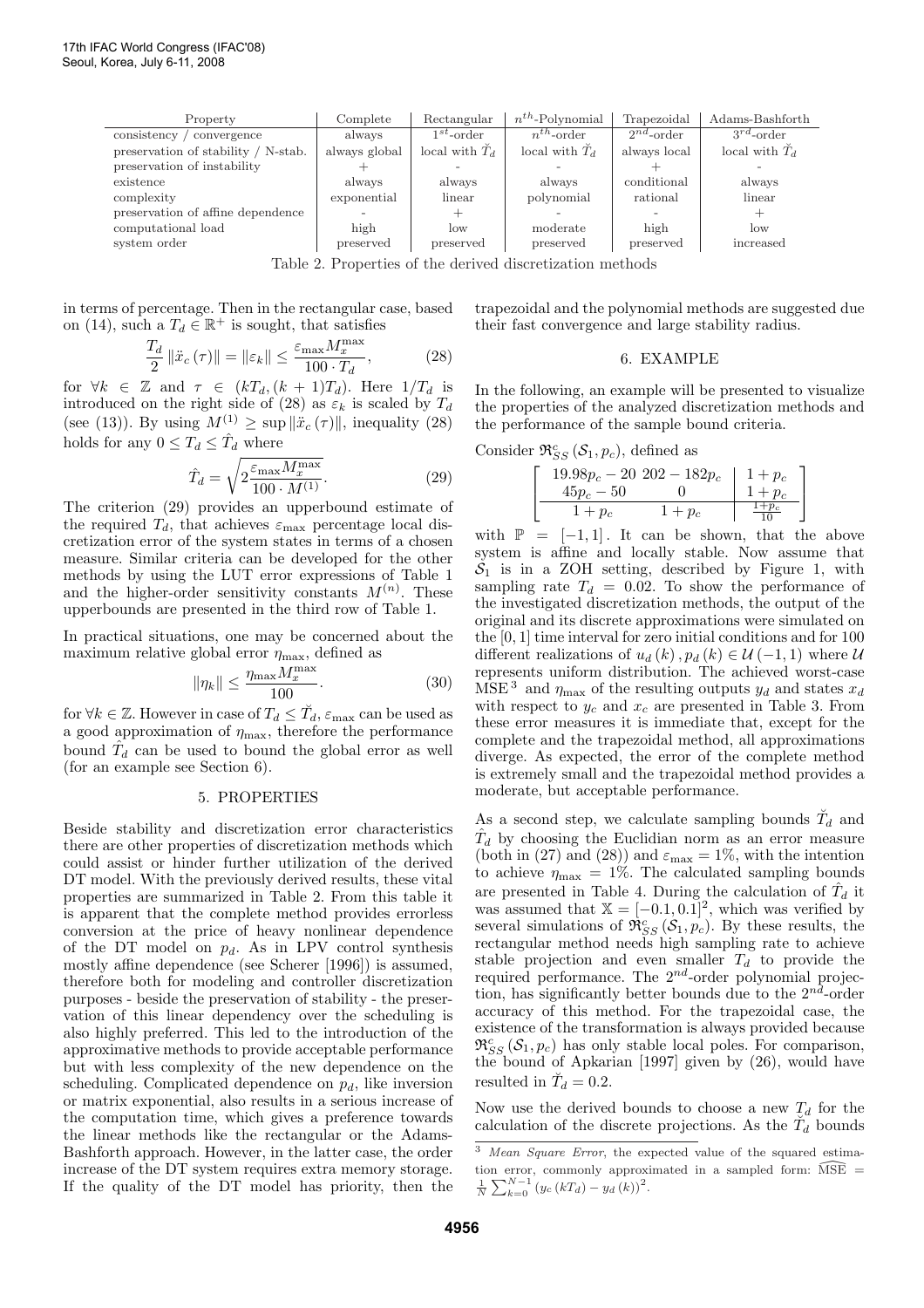| Property | Complete | Rectangular | $n^{th}$-Polynomial | Trapezoidal | Adams-Bashforth |
|---|---|---|---|---|---|
| consistency / convergence | always | $1^{st}$-order | $n^{th}$-order | $2^{nd}$-order | $3^{rd}$-order |
| preservation of stability / N-stab. | always global | local with $\breve{T}_d$ | local with $\breve{T}_d$ | always local | local with $\breve{T}_d$ |
| preservation of instability | + | - | - | + | - |
| existence | always | always | always | conditional | always |
| complexity | exponential | linear | polynomial | rational | linear |
| preservation of affine dependence | - | + | - | - | + |
| computational load | high | low | moderate | high | low |
| system order | preserved | preserved | preserved | preserved | increased |

Table 2. Properties of the derived discretization methods

in terms of percentage. Then in the rectangular case, based on (14), such a $T_d \in \mathbb{R}^+$ is sought, that satisfies

$$\frac{T_d}{2} \|\ddot{x}_c(\tau)\| = \|\varepsilon_k\| \leq \frac{\varepsilon_{\max} M_x^{\max}}{100 \cdot T_d}, \tag{28}$$

for $\forall k \in \mathbb{Z}$ and $\tau \in (kT_d, (k+1)T_d)$. Here $1/T_d$ is introduced on the right side of (28) as $\varepsilon_k$ is scaled by $T_d$ (see (13)). By using $M^{(1)} \geq \sup \|\ddot{x}_c(\tau)\|$, inequality (28) holds for any $0 \leq T_d \leq \hat{T}_d$ where

$$\hat{T}_d = \sqrt{2 \frac{\varepsilon_{\max} M_x^{\max}}{100 \cdot M^{(1)}}}. \tag{29}$$

The criterion (29) provides an upperbound estimate of the required $T_d$, that achieves $\varepsilon_{\max}$ percentage local discretization error of the system states in terms of a chosen measure. Similar criteria can be developed for the other methods by using the LUT error expressions of Table 1 and the higher-order sensitivity constants $M^{(n)}$. These upperbounds are presented in the third row of Table 1.

In practical situations, one may be concerned about the maximum relative global error $\eta_{\max}$, defined as

$$\|\eta_k\| \leq \frac{\eta_{\max} M_x^{\max}}{100}. \tag{30}$$

for $\forall k \in \mathbb{Z}$. However in case of $T_d \leq \breve{T}_d$, $\varepsilon_{\max}$ can be used as a good approximation of $\eta_{\max}$, therefore the performance bound $\hat{T}_d$ can be used to bound the global error as well (for an example see Section 6).

## 5. PROPERTIES

Beside stability and discretization error characteristics there are other properties of discretization methods which could assist or hinder further utilization of the derived DT model. With the previously derived results, these vital properties are summarized in Table 2. From this table it is apparent that the complete method provides errorless conversion at the price of heavy nonlinear dependence of the DT model on $p_d$. As in LPV control synthesis mostly affine dependence (see Scherer [1996]) is assumed, therefore both for modeling and controller discretization purposes - beside the preservation of stability - the preservation of this linear dependency over the scheduling is also highly preferred. This led to the introduction of the approximative methods to provide acceptable performance but with less complexity of the new dependence on the scheduling. Complicated dependence on $p_d$, like inversion or matrix exponential, also results in a serious increase of the computation time, which gives a preference towards the linear methods like the rectangular or the Adams-Bashforth approach. However, in the latter case, the order increase of the DT system requires extra memory storage. If the quality of the DT model has priority, then the trapezoidal and the polynomial methods are suggested due their fast convergence and large stability radius.

## 6. EXAMPLE

In the following, an example will be presented to visualize the properties of the analyzed discretization methods and the performance of the sample bound criteria.

Consider $\mathfrak{R}_{SS}^c(\mathcal{S}_1, p_c)$, defined as

$$\left[\begin{array}{cc|c} 19.98p_c - 20 & 202 - 182p_c & 1 + p_c \\ 45p_c - 50 & 0 & 1 + p_c \\ \hline 1 + p_c & 1 + p_c & \frac{1+p_c}{10} \end{array}\right]$$

with $\mathbb{P} = [-1, 1]$. It can be shown, that the above system is affine and locally stable. Now assume that $\mathcal{S}_1$ is in a ZOH setting, described by Figure 1, with sampling rate $T_d = 0.02$. To show the performance of the investigated discretization methods, the output of the original and its discrete approximations were simulated on the $[0, 1]$ time interval for zero initial conditions and for 100 different realizations of $u_d(k), p_d(k) \in \mathcal{U}(-1, 1)$ where $\mathcal{U}$ represents uniform distribution. The achieved worst-case MSE [3] and $\eta_{\max}$ of the resulting outputs $y_d$ and states $x_d$ with respect to $y_c$ and $x_c$ are presented in Table 3. From these error measures it is immediate that, except for the complete and the trapezoidal method, all approximations diverge. As expected, the error of the complete method is extremely small and the trapezoidal method provides a moderate, but acceptable performance.

As a second step, we calculate sampling bounds $\breve{T}_d$ and $\hat{T}_d$ by choosing the Euclidian norm as an error measure (both in (27) and (28)) and $\varepsilon_{\max} = 1\%$, with the intention to achieve $\eta_{\max} = 1\%$. The calculated sampling bounds are presented in Table 4. During the calculation of $\hat{T}_d$ it was assumed that $\mathbb{X} = [-0.1, 0.1]^2$, which was verified by several simulations of $\mathfrak{R}_{SS}^c(\mathcal{S}_1, p_c)$. By these results, the rectangular method needs high sampling rate to achieve stable projection and even smaller $T_d$ to provide the required performance. The $2^{nd}$-order polynomial projection, has significantly better bounds due to the $2^{nd}$-order accuracy of this method. For the trapezoidal case, the existence of the transformation is always provided because $\mathfrak{R}_{SS}^c(\mathcal{S}_1, p_c)$ has only stable local poles. For comparison, the bound of Apkarian [1997] given by (26), would have resulted in $\breve{T}_d = 0.2$.

Now use the derived bounds to choose a new $T_d$ for the calculation of the discrete projections. As the $\breve{T}_d$ bounds

[3] *Mean Square Error*, the expected value of the squared estimation error, commonly approximated in a sampled form: $\widehat{\mathrm{MSE}} = \frac{1}{N}\sum_{k=0}^{N-1}(y_c(kT_d) - y_d(k))^2$.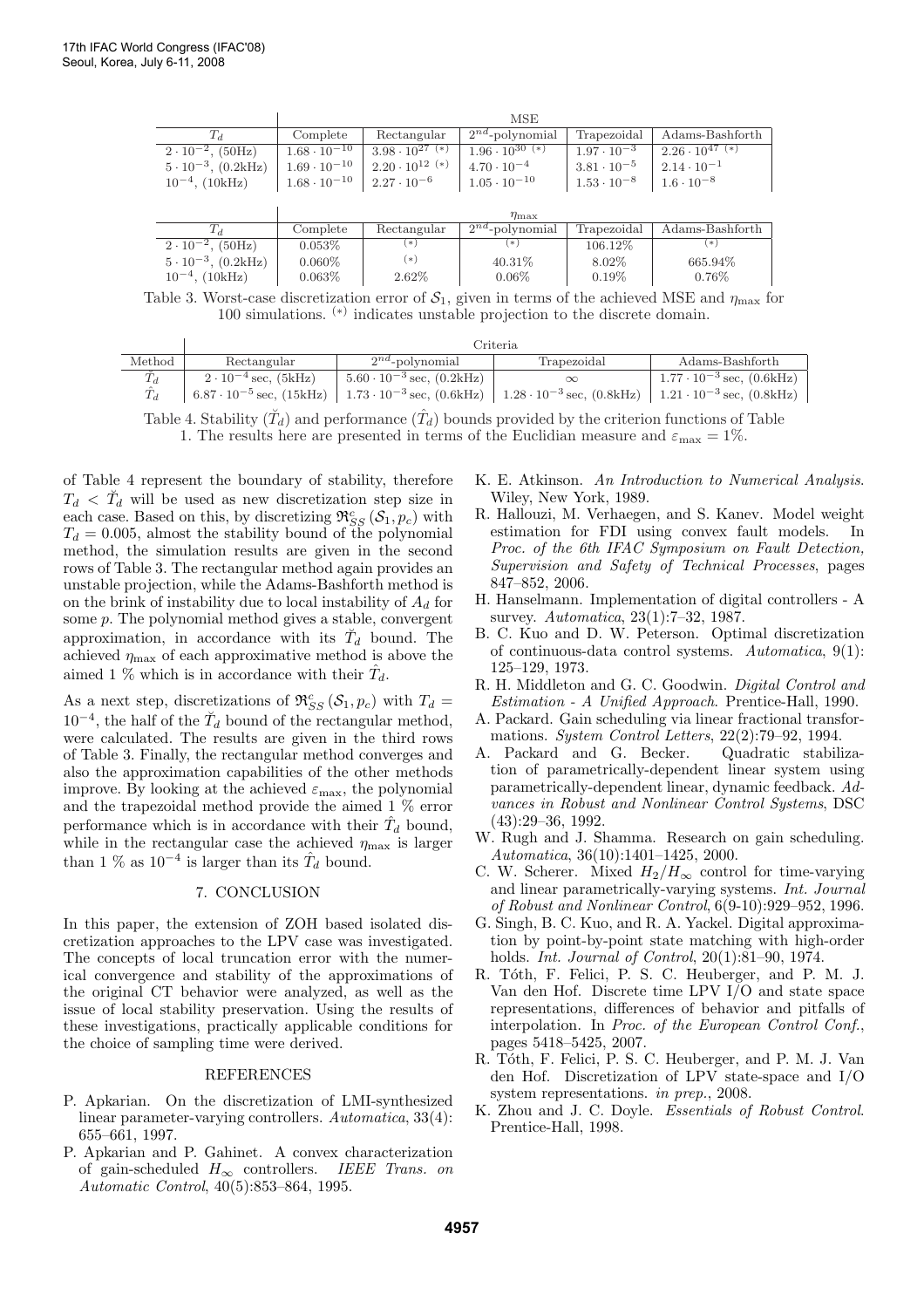| $T_d$ | MSE | | | | |
|---|---|---|---|---|---|
| | Complete | Rectangular | $2^{nd}$-polynomial | Trapezoidal | Adams-Bashforth |
| $2 \cdot 10^{-2}$, (50Hz) | $1.68 \cdot 10^{-10}$ | $3.98 \cdot 10^{27}$ $^{(*)}$ | $1.96 \cdot 10^{30}$ $^{(*)}$ | $1.97 \cdot 10^{-3}$ | $2.26 \cdot 10^{47}$ $^{(*)}$ |
| $5 \cdot 10^{-3}$, (0.2kHz) | $1.69 \cdot 10^{-10}$ | $2.20 \cdot 10^{12}$ $^{(*)}$ | $4.70 \cdot 10^{-4}$ | $3.81 \cdot 10^{-5}$ | $2.14 \cdot 10^{-1}$ |
| $10^{-4}$, (10kHz) | $1.68 \cdot 10^{-10}$ | $2.27 \cdot 10^{-6}$ | $1.05 \cdot 10^{-10}$ | $1.53 \cdot 10^{-8}$ | $1.6 \cdot 10^{-8}$ |

| $T_d$ | $\eta_{\max}$ | | | | |
|---|---|---|---|---|---|
| | Complete | Rectangular | $2^{nd}$-polynomial | Trapezoidal | Adams-Bashforth |
| $2 \cdot 10^{-2}$, (50Hz) | 0.053% | $^{(*)}$ | $^{(*)}$ | 106.12% | $^{(*)}$ |
| $5 \cdot 10^{-3}$, (0.2kHz) | 0.060% | $^{(*)}$ | 40.31% | 8.02% | 665.94% |
| $10^{-4}$, (10kHz) | 0.063% | 2.62% | 0.06% | 0.19% | 0.76% |

Table 3. Worst-case discretization error of $\mathcal{S}_1$, given in terms of the achieved MSE and $\eta_{\max}$ for 100 simulations. $^{(*)}$ indicates unstable projection to the discrete domain.

| Method | Criteria | | | |
|---|---|---|---|---|
| | Rectangular | $2^{nd}$-polynomial | Trapezoidal | Adams-Bashforth |
| $\check{T}_d$ | $2 \cdot 10^{-4}$ sec, (5kHz) | $5.60 \cdot 10^{-3}$ sec, (0.2kHz) | $\infty$ | $1.77 \cdot 10^{-3}$ sec, (0.6kHz) |
| $\hat{T}_d$ | $6.87 \cdot 10^{-5}$ sec, (15kHz) | $1.73 \cdot 10^{-3}$ sec, (0.6kHz) | $1.28 \cdot 10^{-3}$ sec, (0.8kHz) | $1.21 \cdot 10^{-3}$ sec, (0.8kHz) |

Table 4. Stability ($\check{T}_d$) and performance ($\hat{T}_d$) bounds provided by the criterion functions of Table 1. The results here are presented in terms of the Euclidian measure and $\varepsilon_{\max} = 1\%$.

of Table 4 represent the boundary of stability, therefore $T_d < \check{T}_d$ will be used as new discretization step size in each case. Based on this, by discretizing $\mathfrak{R}_{SS}^c(\mathcal{S}_1, p_c)$ with $T_d = 0.005$, almost the stability bound of the polynomial method, the simulation results are given in the second rows of Table 3. The rectangular method again provides an unstable projection, while the Adams-Bashforth method is on the brink of instability due to local instability of $A_d$ for some $p$. The polynomial method gives a stable, convergent approximation, in accordance with its $\check{T}_d$ bound. The achieved $\eta_{\max}$ of each approximative method is above the aimed 1 % which is in accordance with their $\hat{T}_d$.

As a next step, discretizations of $\mathfrak{R}_{SS}^c(\mathcal{S}_1, p_c)$ with $T_d = 10^{-4}$, the half of the $\check{T}_d$ bound of the rectangular method, were calculated. The results are given in the third rows of Table 3. Finally, the rectangular method converges and also the approximation capabilities of the other methods improve. By looking at the achieved $\varepsilon_{\max}$, the polynomial and the trapezoidal method provide the aimed 1 % error performance which is in accordance with their $\hat{T}_d$ bound, while in the rectangular case the achieved $\eta_{\max}$ is larger than 1 % as $10^{-4}$ is larger than its $\hat{T}_d$ bound.

## 7. CONCLUSION

In this paper, the extension of ZOH based isolated discretization approaches to the LPV case was investigated. The concepts of local truncation error with the numerical convergence and stability of the approximations of the original CT behavior were analyzed, as well as the issue of local stability preservation. Using the results of these investigations, practically applicable conditions for the choice of sampling time were derived.

## REFERENCES

P. Apkarian. On the discretization of LMI-synthesized linear parameter-varying controllers. *Automatica*, 33(4): 655–661, 1997.

P. Apkarian and P. Gahinet. A convex characterization of gain-scheduled $H_\infty$ controllers. *IEEE Trans. on Automatic Control*, 40(5):853–864, 1995.

K. E. Atkinson. *An Introduction to Numerical Analysis*. Wiley, New York, 1989.

R. Hallouzi, M. Verhaegen, and S. Kanev. Model weight estimation for FDI using convex fault models. In *Proc. of the 6th IFAC Symposium on Fault Detection, Supervision and Safety of Technical Processes*, pages 847–852, 2006.

H. Hanselmann. Implementation of digital controllers - A survey. *Automatica*, 23(1):7–32, 1987.

B. C. Kuo and D. W. Peterson. Optimal discretization of continuous-data control systems. *Automatica*, 9(1): 125–129, 1973.

R. H. Middleton and G. C. Goodwin. *Digital Control and Estimation - A Unified Approach*. Prentice-Hall, 1990.

A. Packard. Gain scheduling via linear fractional transformations. *System Control Letters*, 22(2):79–92, 1994.

A. Packard and G. Becker. Quadratic stabilization of parametrically-dependent linear system using parametrically-dependent linear, dynamic feedback. *Advances in Robust and Nonlinear Control Systems*, DSC (43):29–36, 1992.

W. Rugh and J. Shamma. Research on gain scheduling. *Automatica*, 36(10):1401–1425, 2000.

C. W. Scherer. Mixed $H_2/H_\infty$ control for time-varying and linear parametrically-varying systems. *Int. Journal of Robust and Nonlinear Control*, 6(9-10):929–952, 1996.

G. Singh, B. C. Kuo, and R. A. Yackel. Digital approximation by point-by-point state matching with high-order holds. *Int. Journal of Control*, 20(1):81–90, 1974.

R. Tóth, F. Felici, P. S. C. Heuberger, and P. M. J. Van den Hof. Discrete time LPV I/O and state space representations, differences of behavior and pitfalls of interpolation. In *Proc. of the European Control Conf.*, pages 5418–5425, 2007.

R. Tóth, F. Felici, P. S. C. Heuberger, and P. M. J. Van den Hof. Discretization of LPV state-space and I/O system representations. *in prep.*, 2008.

K. Zhou and J. C. Doyle. *Essentials of Robust Control*. Prentice-Hall, 1998.